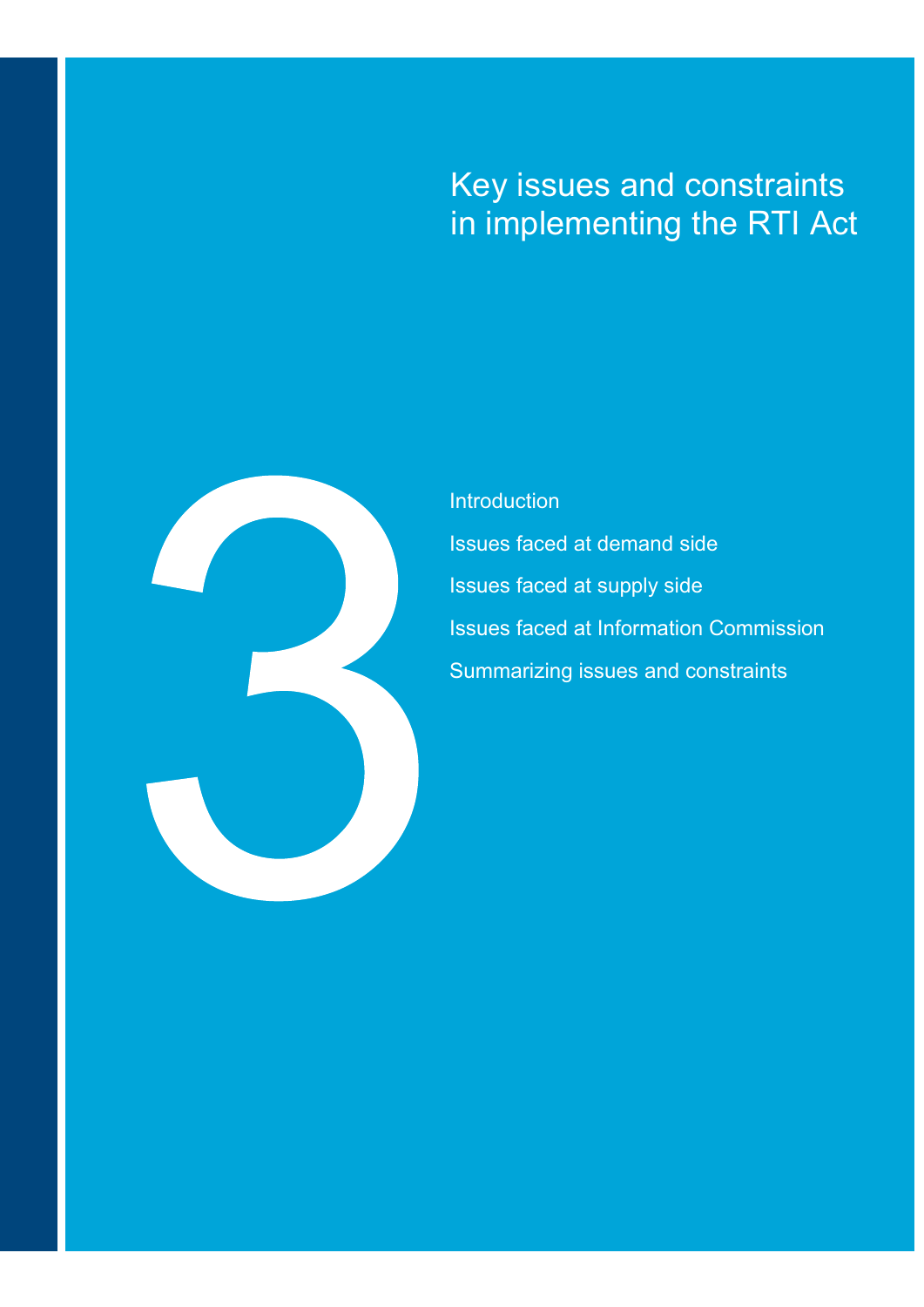# 3

# Key issues and constraints in implementing the RTI Act

- Introduction
- Issues faced at demand side
- Issues faced at supply side
- Issues faced at Information Commission
- Summarizing issues and constraints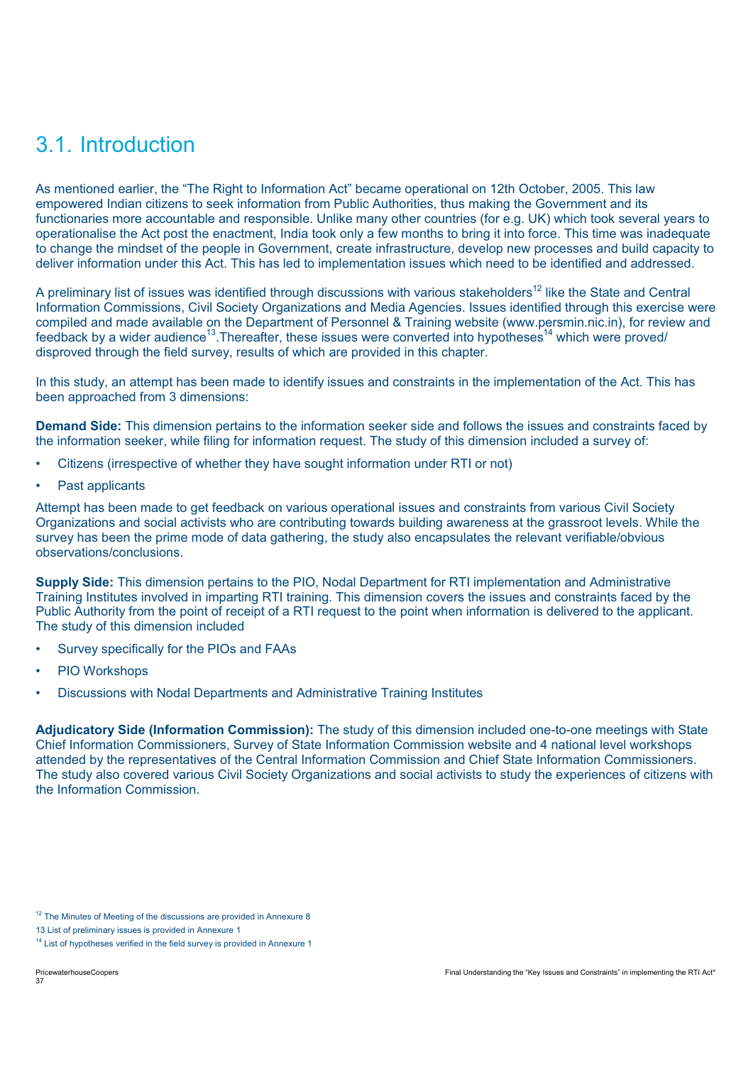## 3.1. Introduction

As mentioned earlier, the "The Right to Information Act" became operational on 12th October, 2005. This law empowered Indian citizens to seek information from Public Authorities, thus making the Government and its functionaries more accountable and responsible. Unlike many other countries (for e.g. UK) which took several years to operationalise the Act post the enactment, India took only a few months to bring it into force. This time was inadequate to change the mindset of the people in Government, create infrastructure, develop new processes and build capacity to deliver information under this Act. This has led to implementation issues which need to be identified and addressed.

A preliminary list of issues was identified through discussions with various stakeholders[12] like the State and Central Information Commissions, Civil Society Organizations and Media Agencies. Issues identified through this exercise were compiled and made available on the Department of Personnel & Training website (www.persmin.nic.in), for review and feedback by a wider audience[13].Thereafter, these issues were converted into hypotheses[14] which were proved/ disproved through the field survey, results of which are provided in this chapter.

In this study, an attempt has been made to identify issues and constraints in the implementation of the Act. This has been approached from 3 dimensions:

**Demand Side:** This dimension pertains to the information seeker side and follows the issues and constraints faced by the information seeker, while filing for information request. The study of this dimension included a survey of:

- Citizens (irrespective of whether they have sought information under RTI or not)
- Past applicants

Attempt has been made to get feedback on various operational issues and constraints from various Civil Society Organizations and social activists who are contributing towards building awareness at the grassroot levels. While the survey has been the prime mode of data gathering, the study also encapsulates the relevant verifiable/obvious observations/conclusions.

**Supply Side:** This dimension pertains to the PIO, Nodal Department for RTI implementation and Administrative Training Institutes involved in imparting RTI training. This dimension covers the issues and constraints faced by the Public Authority from the point of receipt of a RTI request to the point when information is delivered to the applicant. The study of this dimension included

- Survey specifically for the PIOs and FAAs
- PIO Workshops
- Discussions with Nodal Departments and Administrative Training Institutes

**Adjudicatory Side (Information Commission):** The study of this dimension included one-to-one meetings with State Chief Information Commissioners, Survey of State Information Commission website and 4 national level workshops attended by the representatives of the Central Information Commission and Chief State Information Commissioners. The study also covered various Civil Society Organizations and social activists to study the experiences of citizens with the Information Commission.

[12] The Minutes of Meeting of the discussions are provided in Annexure 8

13 List of preliminary issues is provided in Annexure 1

[14] List of hypotheses verified in the field survey is provided in Annexure 1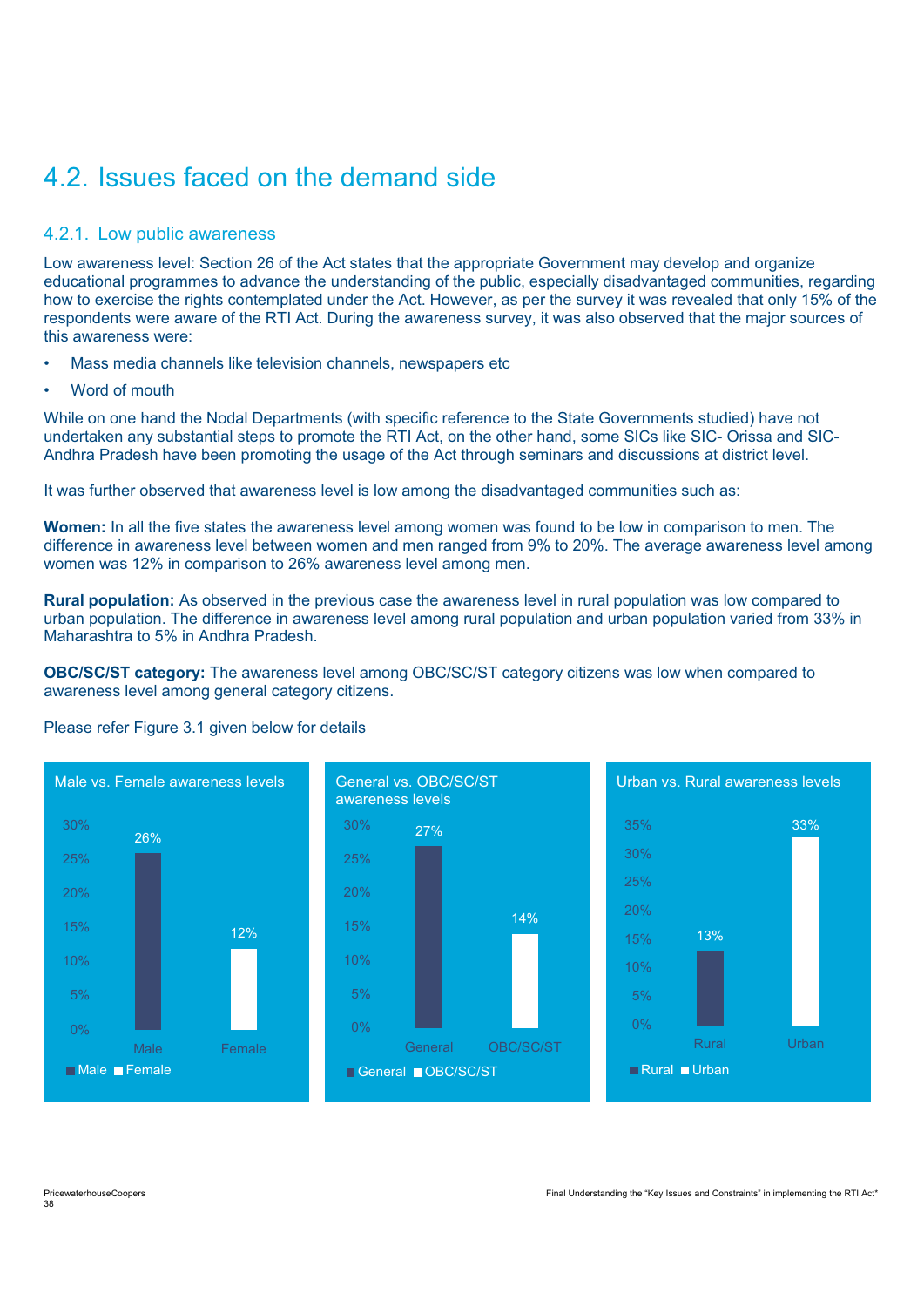# 4.2. Issues faced on the demand side

## 4.2.1. Low public awareness

Low awareness level: Section 26 of the Act states that the appropriate Government may develop and organize educational programmes to advance the understanding of the public, especially disadvantaged communities, regarding how to exercise the rights contemplated under the Act. However, as per the survey it was revealed that only 15% of the respondents were aware of the RTI Act. During the awareness survey, it was also observed that the major sources of this awareness were:

- Mass media channels like television channels, newspapers etc
- Word of mouth

While on one hand the Nodal Departments (with specific reference to the State Governments studied) have not undertaken any substantial steps to promote the RTI Act, on the other hand, some SICs like SIC- Orissa and SIC-Andhra Pradesh have been promoting the usage of the Act through seminars and discussions at district level.

It was further observed that awareness level is low among the disadvantaged communities such as:

**Women:** In all the five states the awareness level among women was found to be low in comparison to men. The difference in awareness level between women and men ranged from 9% to 20%. The average awareness level among women was 12% in comparison to 26% awareness level among men.

**Rural population:** As observed in the previous case the awareness level in rural population was low compared to urban population. The difference in awareness level among rural population and urban population varied from 33% in Maharashtra to 5% in Andhra Pradesh.

**OBC/SC/ST category:** The awareness level among OBC/SC/ST category citizens was low when compared to awareness level among general category citizens.

Please refer Figure 3.1 given below for details

**Male vs. Female awareness levels**

| Category | Awareness level |
|---|---|
| Male | 26% |
| Female | 12% |

**General vs. OBC/SC/ST awareness levels**

| Category | Awareness level |
|---|---|
| General | 27% |
| OBC/SC/ST | 14% |

**Urban vs. Rural awareness levels**

| Category | Awareness level |
|---|---|
| Rural | 13% |
| Urban | 33% |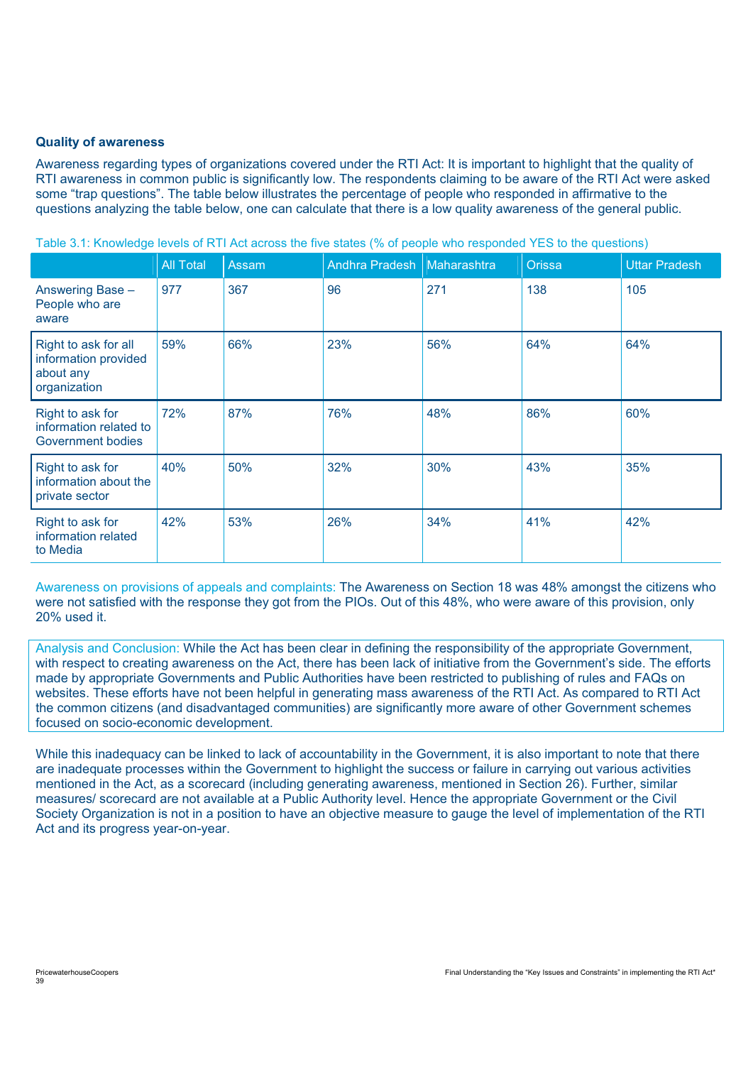**Quality of awareness**

Awareness regarding types of organizations covered under the RTI Act: It is important to highlight that the quality of RTI awareness in common public is significantly low. The respondents claiming to be aware of the RTI Act were asked some "trap questions". The table below illustrates the percentage of people who responded in affirmative to the questions analyzing the table below, one can calculate that there is a low quality awareness of the general public.

Table 3.1: Knowledge levels of RTI Act across the five states (% of people who responded YES to the questions)

| | All Total | Assam | Andhra Pradesh | Maharashtra | Orissa | Uttar Pradesh |
|---|---|---|---|---|---|---|
| Answering Base – People who are aware | 977 | 367 | 96 | 271 | 138 | 105 |
| Right to ask for all information provided about any organization | 59% | 66% | 23% | 56% | 64% | 64% |
| Right to ask for information related to Government bodies | 72% | 87% | 76% | 48% | 86% | 60% |
| Right to ask for information about the private sector | 40% | 50% | 32% | 30% | 43% | 35% |
| Right to ask for information related to Media | 42% | 53% | 26% | 34% | 41% | 42% |

Awareness on provisions of appeals and complaints: The Awareness on Section 18 was 48% amongst the citizens who were not satisfied with the response they got from the PIOs. Out of this 48%, who were aware of this provision, only 20% used it.

Analysis and Conclusion: While the Act has been clear in defining the responsibility of the appropriate Government, with respect to creating awareness on the Act, there has been lack of initiative from the Government's side. The efforts made by appropriate Governments and Public Authorities have been restricted to publishing of rules and FAQs on websites. These efforts have not been helpful in generating mass awareness of the RTI Act. As compared to RTI Act the common citizens (and disadvantaged communities) are significantly more aware of other Government schemes focused on socio-economic development.

While this inadequacy can be linked to lack of accountability in the Government, it is also important to note that there are inadequate processes within the Government to highlight the success or failure in carrying out various activities mentioned in the Act, as a scorecard (including generating awareness, mentioned in Section 26). Further, similar measures/ scorecard are not available at a Public Authority level. Hence the appropriate Government or the Civil Society Organization is not in a position to have an objective measure to gauge the level of implementation of the RTI Act and its progress year-on-year.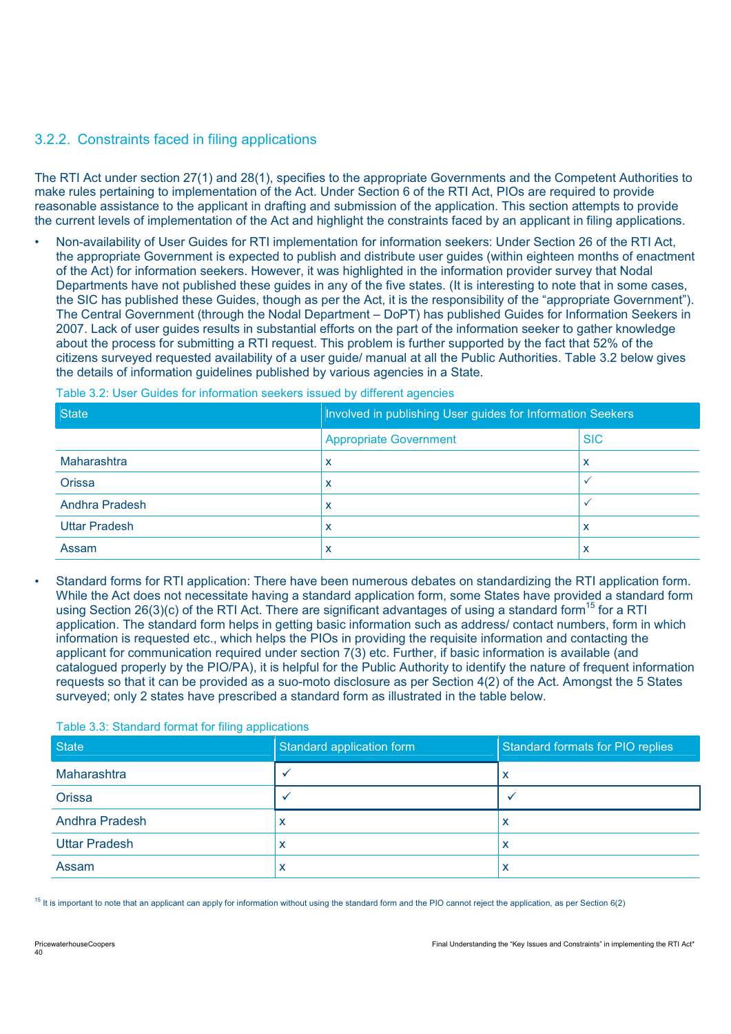### 3.2.2. Constraints faced in filing applications

The RTI Act under section 27(1) and 28(1), specifies to the appropriate Governments and the Competent Authorities to make rules pertaining to implementation of the Act. Under Section 6 of the RTI Act, PIOs are required to provide reasonable assistance to the applicant in drafting and submission of the application. This section attempts to provide the current levels of implementation of the Act and highlight the constraints faced by an applicant in filing applications.

- Non-availability of User Guides for RTI implementation for information seekers: Under Section 26 of the RTI Act, the appropriate Government is expected to publish and distribute user guides (within eighteen months of enactment of the Act) for information seekers. However, it was highlighted in the information provider survey that Nodal Departments have not published these guides in any of the five states. (It is interesting to note that in some cases, the SIC has published these Guides, though as per the Act, it is the responsibility of the "appropriate Government"). The Central Government (through the Nodal Department – DoPT) has published Guides for Information Seekers in 2007. Lack of user guides results in substantial efforts on the part of the information seeker to gather knowledge about the process for submitting a RTI request. This problem is further supported by the fact that 52% of the citizens surveyed requested availability of a user guide/ manual at all the Public Authorities. Table 3.2 below gives the details of information guidelines published by various agencies in a State.

Table 3.2: User Guides for information seekers issued by different agencies

| State | Involved in publishing User guides for Information Seekers | |
|---|---|---|
| | Appropriate Government | SIC |
| Maharashtra | x | x |
| Orissa | x | ✓ |
| Andhra Pradesh | x | ✓ |
| Uttar Pradesh | x | x |
| Assam | x | x |

- Standard forms for RTI application: There have been numerous debates on standardizing the RTI application form. While the Act does not necessitate having a standard application form, some States have provided a standard form using Section 26(3)(c) of the RTI Act. There are significant advantages of using a standard form[15] for a RTI application. The standard form helps in getting basic information such as address/ contact numbers, form in which information is requested etc., which helps the PIOs in providing the requisite information and contacting the applicant for communication required under section 7(3) etc. Further, if basic information is available (and catalogued properly by the PIO/PA), it is helpful for the Public Authority to identify the nature of frequent information requests so that it can be provided as a suo-moto disclosure as per Section 4(2) of the Act. Amongst the 5 States surveyed; only 2 states have prescribed a standard form as illustrated in the table below.

Table 3.3: Standard format for filing applications

| State | Standard application form | Standard formats for PIO replies |
|---|---|---|
| Maharashtra | ✓ | x |
| Orissa | ✓ | ✓ |
| Andhra Pradesh | x | x |
| Uttar Pradesh | x | x |
| Assam | x | x |

[15] It is important to note that an applicant can apply for information without using the standard form and the PIO cannot reject the application, as per Section 6(2)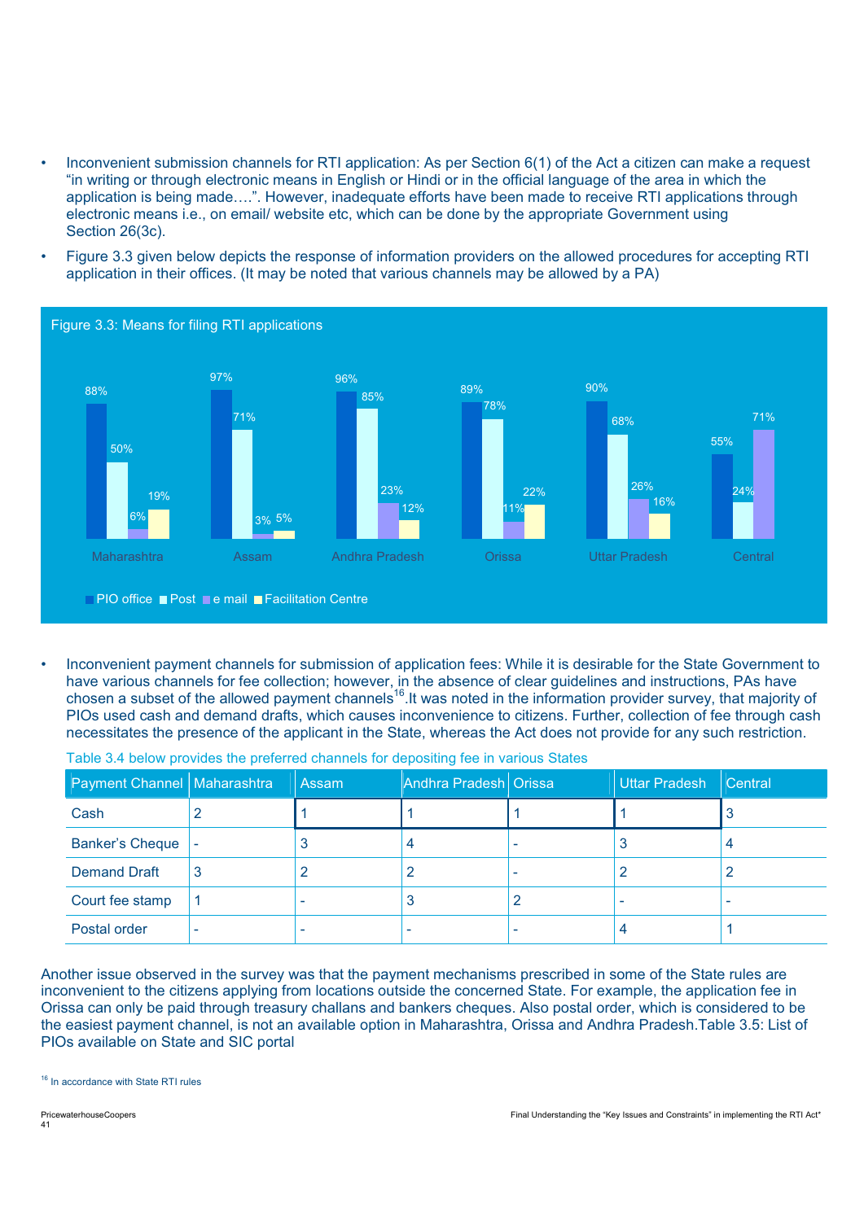- Inconvenient submission channels for RTI application: As per Section 6(1) of the Act a citizen can make a request "in writing or through electronic means in English or Hindi or in the official language of the area in which the application is being made….". However, inadequate efforts have been made to receive RTI applications through electronic means i.e., on email/ website etc, which can be done by the appropriate Government using Section 26(3c).
- Figure 3.3 given below depicts the response of information providers on the allowed procedures for accepting RTI application in their offices. (It may be noted that various channels may be allowed by a PA)

Figure 3.3: Means for filing RTI applications

| | PIO office | Post | e mail | Facilitation Centre |
|---|---|---|---|---|
| Maharashtra | 88% | 50% | 6% | 19% |
| Assam | 97% | 71% | 3% | 5% |
| Andhra Pradesh | 96% | 85% | 23% | 12% |
| Orissa | 89% | 78% | 11% | 22% |
| Uttar Pradesh | 90% | 68% | 26% | 16% |
| Central | 55% | 24% | 71% | |

- Inconvenient payment channels for submission of application fees: While it is desirable for the State Government to have various channels for fee collection; however, in the absence of clear guidelines and instructions, PAs have chosen a subset of the allowed payment channels[16].It was noted in the information provider survey, that majority of PIOs used cash and demand drafts, which causes inconvenience to citizens. Further, collection of fee through cash necessitates the presence of the applicant in the State, whereas the Act does not provide for any such restriction.

Table 3.4 below provides the preferred channels for depositing fee in various States

| Payment Channel | Maharashtra | Assam | Andhra Pradesh | Orissa | Uttar Pradesh | Central |
|---|---|---|---|---|---|---|
| Cash | 2 | 1 | 1 | 1 | 1 | 3 |
| Banker's Cheque | - | 3 | 4 | - | 3 | 4 |
| Demand Draft | 3 | 2 | 2 | - | 2 | 2 |
| Court fee stamp | 1 | - | 3 | 2 | - | - |
| Postal order | - | - | - | - | 4 | 1 |

Another issue observed in the survey was that the payment mechanisms prescribed in some of the State rules are inconvenient to the citizens applying from locations outside the concerned State. For example, the application fee in Orissa can only be paid through treasury challans and bankers cheques. Also postal order, which is considered to be the easiest payment channel, is not an available option in Maharashtra, Orissa and Andhra Pradesh.Table 3.5: List of PIOs available on State and SIC portal

[16] In accordance with State RTI rules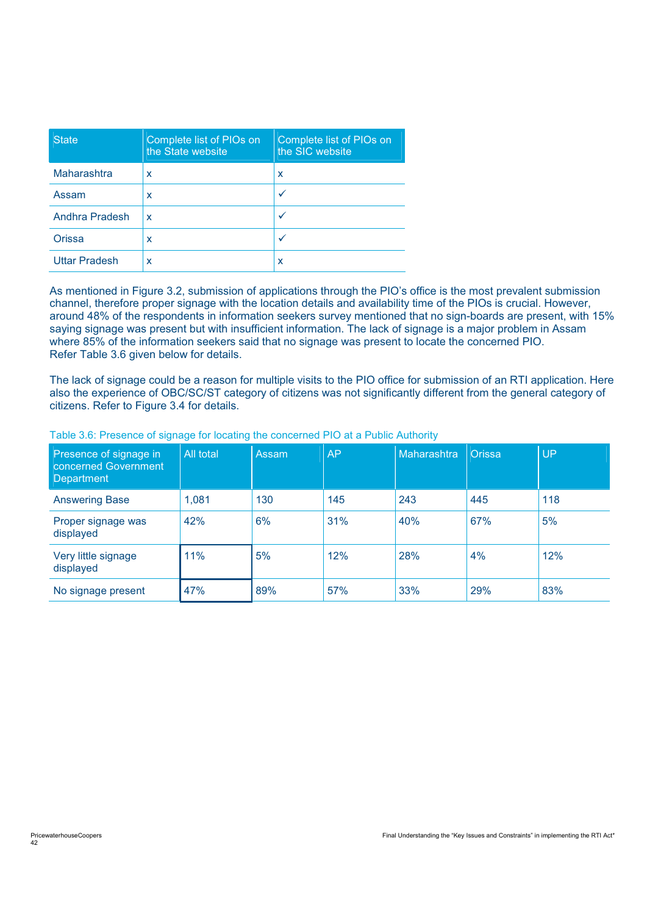| State | Complete list of PIOs on the State website | Complete list of PIOs on the SIC website |
|---|---|---|
| Maharashtra | x | x |
| Assam | x | ✓ |
| Andhra Pradesh | x | ✓ |
| Orissa | x | ✓ |
| Uttar Pradesh | x | x |

As mentioned in Figure 3.2, submission of applications through the PIO's office is the most prevalent submission channel, therefore proper signage with the location details and availability time of the PIOs is crucial. However, around 48% of the respondents in information seekers survey mentioned that no sign-boards are present, with 15% saying signage was present but with insufficient information. The lack of signage is a major problem in Assam where 85% of the information seekers said that no signage was present to locate the concerned PIO. Refer Table 3.6 given below for details.

The lack of signage could be a reason for multiple visits to the PIO office for submission of an RTI application. Here also the experience of OBC/SC/ST category of citizens was not significantly different from the general category of citizens. Refer to Figure 3.4 for details.

Table 3.6: Presence of signage for locating the concerned PIO at a Public Authority

| Presence of signage in concerned Government Department | All total | Assam | AP | Maharashtra | Orissa | UP |
|---|---|---|---|---|---|---|
| Answering Base | 1,081 | 130 | 145 | 243 | 445 | 118 |
| Proper signage was displayed | 42% | 6% | 31% | 40% | 67% | 5% |
| Very little signage displayed | 11% | 5% | 12% | 28% | 4% | 12% |
| No signage present | 47% | 89% | 57% | 33% | 29% | 83% |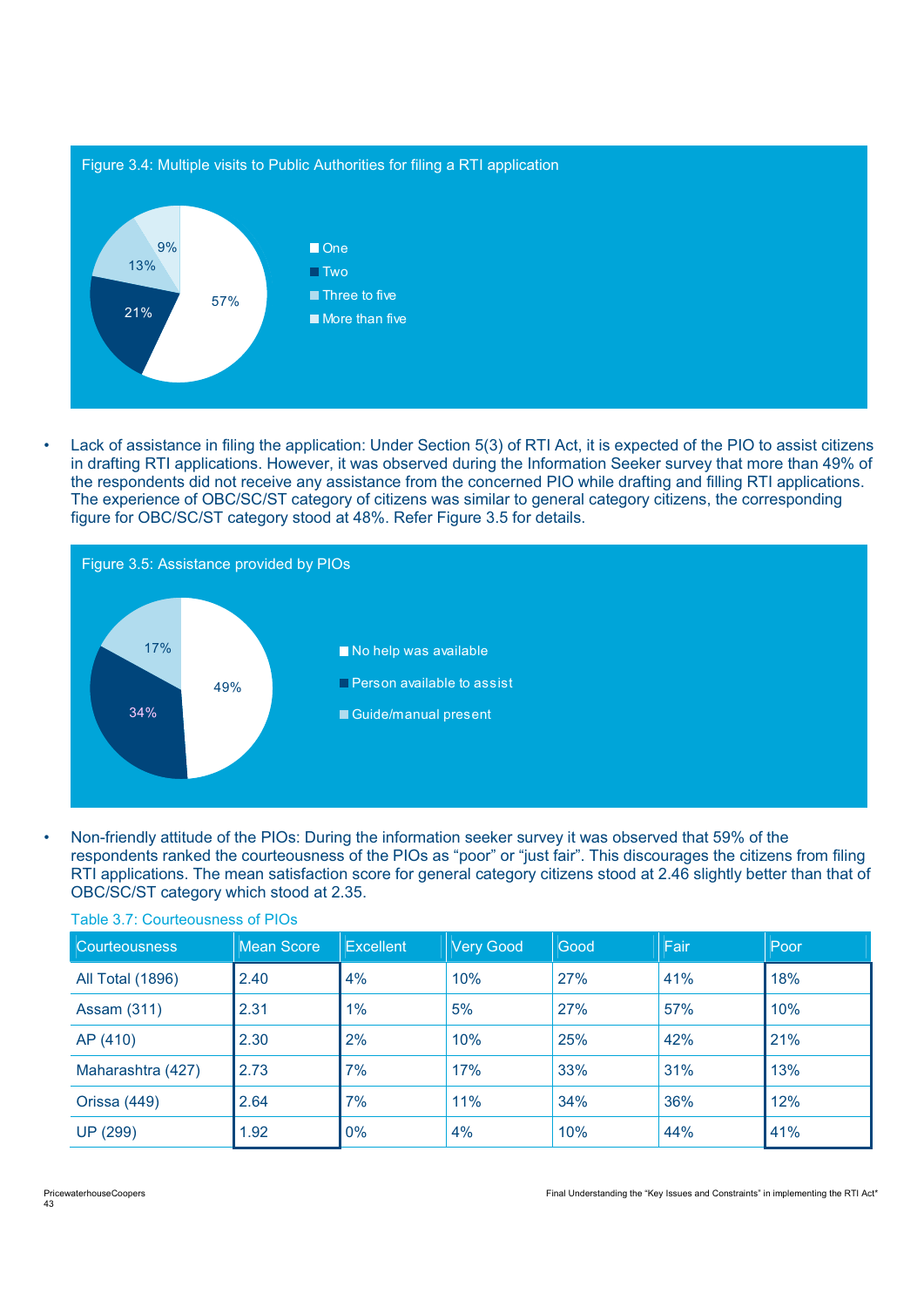Figure 3.4: Multiple visits to Public Authorities for filing a RTI application

- One: 57%
- Two: 21%
- Three to five: 13%
- More than five: 9%

- Lack of assistance in filing the application: Under Section 5(3) of RTI Act, it is expected of the PIO to assist citizens in drafting RTI applications. However, it was observed during the Information Seeker survey that more than 49% of the respondents did not receive any assistance from the concerned PIO while drafting and filling RTI applications. The experience of OBC/SC/ST category of citizens was similar to general category citizens, the corresponding figure for OBC/SC/ST category stood at 48%. Refer Figure 3.5 for details.

Figure 3.5: Assistance provided by PIOs

- No help was available: 49%
- Person available to assist: 34%
- Guide/manual present: 17%

- Non-friendly attitude of the PIOs: During the information seeker survey it was observed that 59% of the respondents ranked the courteousness of the PIOs as "poor" or "just fair". This discourages the citizens from filing RTI applications. The mean satisfaction score for general category citizens stood at 2.46 slightly better than that of OBC/SC/ST category which stood at 2.35.

Table 3.7: Courteousness of PIOs

| Courteousness | Mean Score | Excellent | Very Good | Good | Fair | Poor |
|---|---|---|---|---|---|---|
| All Total (1896) | 2.40 | 4% | 10% | 27% | 41% | 18% |
| Assam (311) | 2.31 | 1% | 5% | 27% | 57% | 10% |
| AP (410) | 2.30 | 2% | 10% | 25% | 42% | 21% |
| Maharashtra (427) | 2.73 | 7% | 17% | 33% | 31% | 13% |
| Orissa (449) | 2.64 | 7% | 11% | 34% | 36% | 12% |
| UP (299) | 1.92 | 0% | 4% | 10% | 44% | 41% |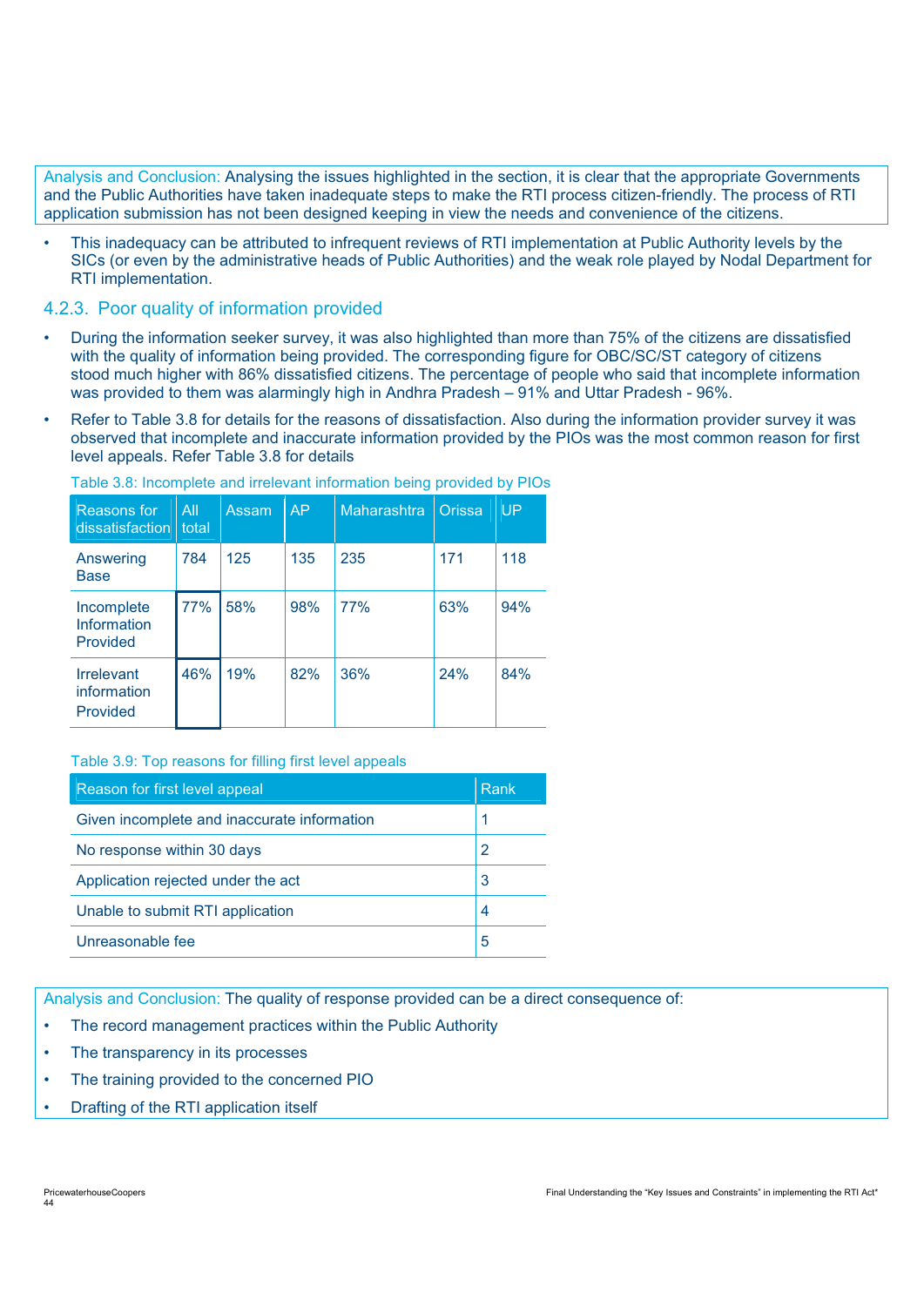Analysis and Conclusion: Analysing the issues highlighted in the section, it is clear that the appropriate Governments and the Public Authorities have taken inadequate steps to make the RTI process citizen-friendly. The process of RTI application submission has not been designed keeping in view the needs and convenience of the citizens.

- This inadequacy can be attributed to infrequent reviews of RTI implementation at Public Authority levels by the SICs (or even by the administrative heads of Public Authorities) and the weak role played by Nodal Department for RTI implementation.

### 4.2.3. Poor quality of information provided

- During the information seeker survey, it was also highlighted than more than 75% of the citizens are dissatisfied with the quality of information being provided. The corresponding figure for OBC/SC/ST category of citizens stood much higher with 86% dissatisfied citizens. The percentage of people who said that incomplete information was provided to them was alarmingly high in Andhra Pradesh – 91% and Uttar Pradesh - 96%.
- Refer to Table 3.8 for details for the reasons of dissatisfaction. Also during the information provider survey it was observed that incomplete and inaccurate information provided by the PIOs was the most common reason for first level appeals. Refer Table 3.8 for details

Table 3.8: Incomplete and irrelevant information being provided by PIOs

| Reasons for dissatisfaction | All total | Assam | AP | Maharashtra | Orissa | UP |
|---|---|---|---|---|---|---|
| Answering Base | 784 | 125 | 135 | 235 | 171 | 118 |
| Incomplete Information Provided | 77% | 58% | 98% | 77% | 63% | 94% |
| Irrelevant information Provided | 46% | 19% | 82% | 36% | 24% | 84% |

Table 3.9: Top reasons for filling first level appeals

| Reason for first level appeal | Rank |
|---|---|
| Given incomplete and inaccurate information | 1 |
| No response within 30 days | 2 |
| Application rejected under the act | 3 |
| Unable to submit RTI application | 4 |
| Unreasonable fee | 5 |

Analysis and Conclusion: The quality of response provided can be a direct consequence of:

- The record management practices within the Public Authority
- The transparency in its processes
- The training provided to the concerned PIO
- Drafting of the RTI application itself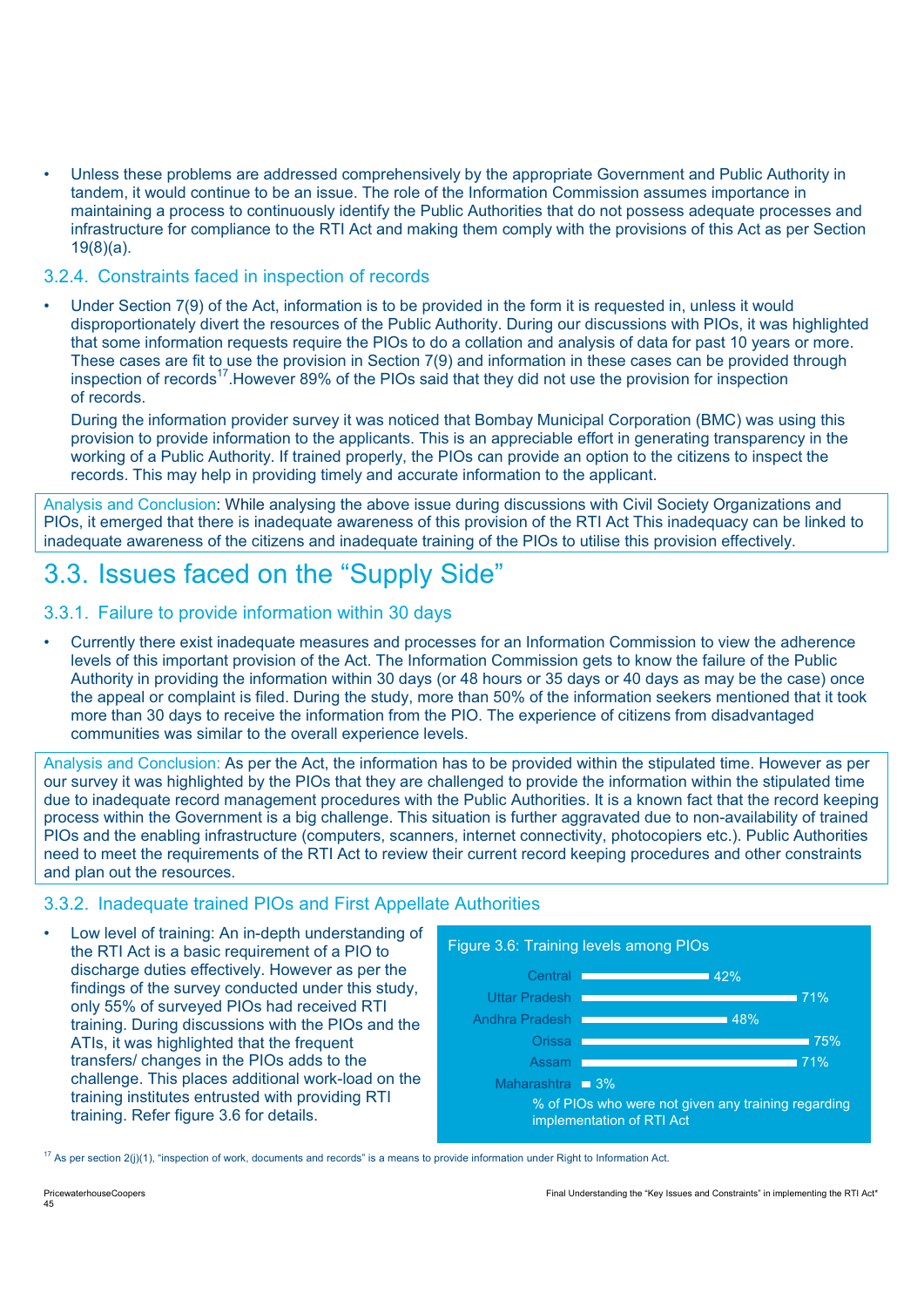- Unless these problems are addressed comprehensively by the appropriate Government and Public Authority in tandem, it would continue to be an issue. The role of the Information Commission assumes importance in maintaining a process to continuously identify the Public Authorities that do not possess adequate processes and infrastructure for compliance to the RTI Act and making them comply with the provisions of this Act as per Section 19(8)(a).

### 3.2.4. Constraints faced in inspection of records

- Under Section 7(9) of the Act, information is to be provided in the form it is requested in, unless it would disproportionately divert the resources of the Public Authority. During our discussions with PIOs, it was highlighted that some information requests require the PIOs to do a collation and analysis of data for past 10 years or more. These cases are fit to use the provision in Section 7(9) and information in these cases can be provided through inspection of records[17].However 89% of the PIOs said that they did not use the provision for inspection of records.

  During the information provider survey it was noticed that Bombay Municipal Corporation (BMC) was using this provision to provide information to the applicants. This is an appreciable effort in generating transparency in the working of a Public Authority. If trained properly, the PIOs can provide an option to the citizens to inspect the records. This may help in providing timely and accurate information to the applicant.

Analysis and Conclusion: While analysing the above issue during discussions with Civil Society Organizations and PIOs, it emerged that there is inadequate awareness of this provision of the RTI Act This inadequacy can be linked to inadequate awareness of the citizens and inadequate training of the PIOs to utilise this provision effectively.

## 3.3. Issues faced on the "Supply Side"

### 3.3.1. Failure to provide information within 30 days

- Currently there exist inadequate measures and processes for an Information Commission to view the adherence levels of this important provision of the Act. The Information Commission gets to know the failure of the Public Authority in providing the information within 30 days (or 48 hours or 35 days or 40 days as may be the case) once the appeal or complaint is filed. During the study, more than 50% of the information seekers mentioned that it took more than 30 days to receive the information from the PIO. The experience of citizens from disadvantaged communities was similar to the overall experience levels.

Analysis and Conclusion: As per the Act, the information has to be provided within the stipulated time. However as per our survey it was highlighted by the PIOs that they are challenged to provide the information within the stipulated time due to inadequate record management procedures with the Public Authorities. It is a known fact that the record keeping process within the Government is a big challenge. This situation is further aggravated due to non-availability of trained PIOs and the enabling infrastructure (computers, scanners, internet connectivity, photocopiers etc.). Public Authorities need to meet the requirements of the RTI Act to review their current record keeping procedures and other constraints and plan out the resources.

### 3.3.2. Inadequate trained PIOs and First Appellate Authorities

- Low level of training: An in-depth understanding of the RTI Act is a basic requirement of a PIO to discharge duties effectively. However as per the findings of the survey conducted under this study, only 55% of surveyed PIOs had received RTI training. During discussions with the PIOs and the ATIs, it was highlighted that the frequent transfers/ changes in the PIOs adds to the challenge. This places additional work-load on the training institutes entrusted with providing RTI training. Refer figure 3.6 for details.

Figure 3.6: Training levels among PIOs

| State | % of PIOs who were not given any training regarding implementation of RTI Act |
|---|---|
| Central | 42% |
| Uttar Pradesh | 71% |
| Andhra Pradesh | 48% |
| Orissa | 75% |
| Assam | 71% |
| Maharashtra | 3% |

[17] As per section 2(j)(1), "inspection of work, documents and records" is a means to provide information under Right to Information Act.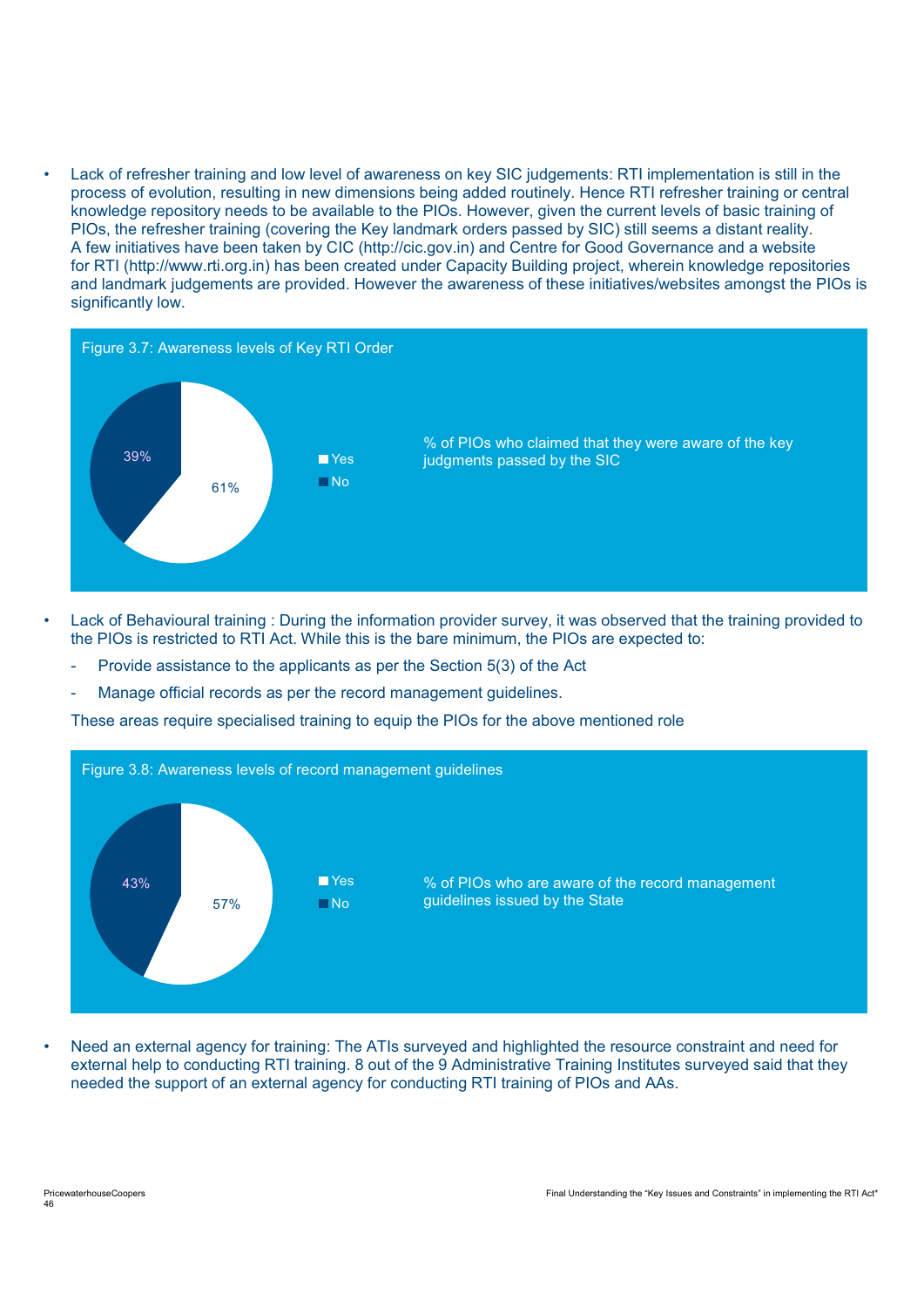- Lack of refresher training and low level of awareness on key SIC judgements: RTI implementation is still in the process of evolution, resulting in new dimensions being added routinely. Hence RTI refresher training or central knowledge repository needs to be available to the PIOs. However, given the current levels of basic training of PIOs, the refresher training (covering the Key landmark orders passed by SIC) still seems a distant reality. A few initiatives have been taken by CIC (http://cic.gov.in) and Centre for Good Governance and a website for RTI (http://www.rti.org.in) has been created under Capacity Building project, wherein knowledge repositories and landmark judgements are provided. However the awareness of these initiatives/websites amongst the PIOs is significantly low.

Figure 3.7: Awareness levels of Key RTI Order

% of PIOs who claimed that they were aware of the key judgments passed by the SIC

| Response | % |
|---|---|
| Yes | 61% |
| No | 39% |

- Lack of Behavioural training : During the information provider survey, it was observed that the training provided to the PIOs is restricted to RTI Act. While this is the bare minimum, the PIOs are expected to:
  - Provide assistance to the applicants as per the Section 5(3) of the Act
  - Manage official records as per the record management guidelines.

  These areas require specialised training to equip the PIOs for the above mentioned role

Figure 3.8: Awareness levels of record management guidelines

% of PIOs who are aware of the record management guidelines issued by the State

| Response | % |
|---|---|
| Yes | 57% |
| No | 43% |

- Need an external agency for training: The ATIs surveyed and highlighted the resource constraint and need for external help to conducting RTI training. 8 out of the 9 Administrative Training Institutes surveyed said that they needed the support of an external agency for conducting RTI training of PIOs and AAs.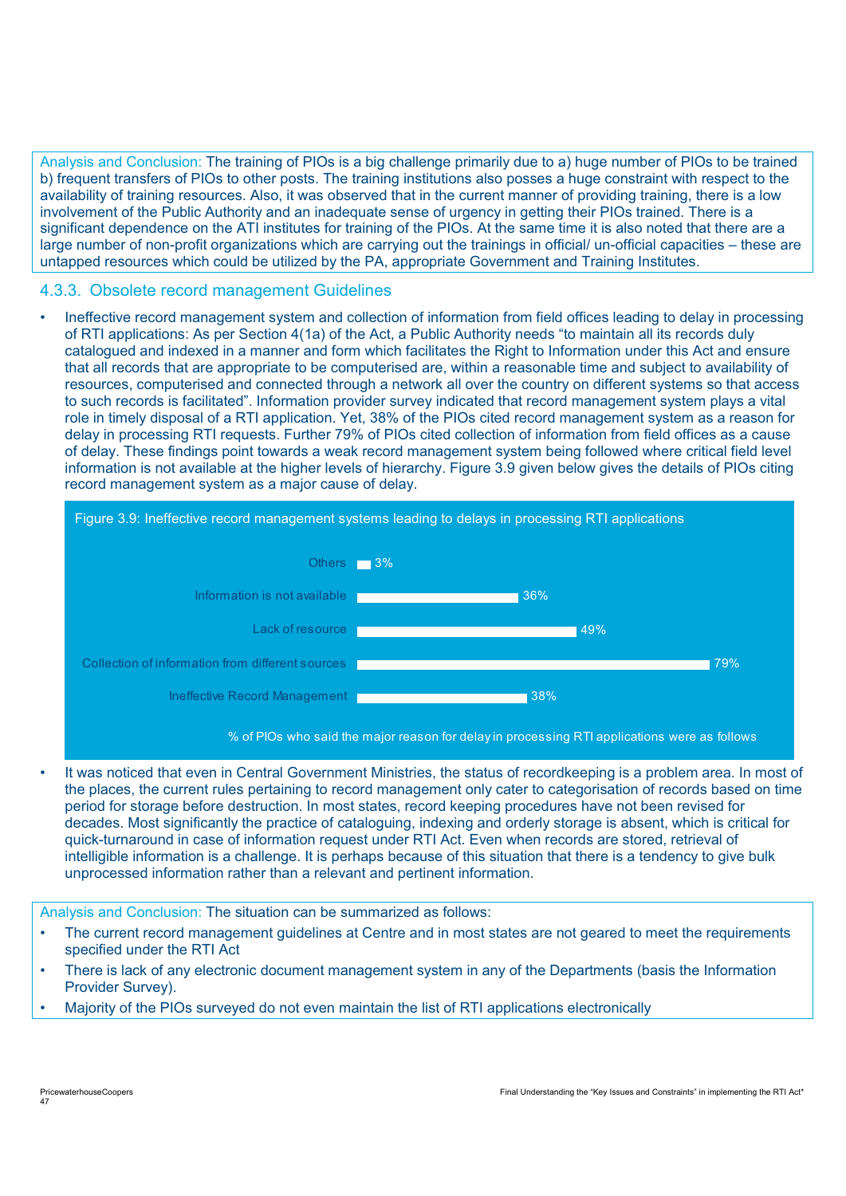Analysis and Conclusion: The training of PIOs is a big challenge primarily due to a) huge number of PIOs to be trained b) frequent transfers of PIOs to other posts. The training institutions also posses a huge constraint with respect to the availability of training resources. Also, it was observed that in the current manner of providing training, there is a low involvement of the Public Authority and an inadequate sense of urgency in getting their PIOs trained. There is a significant dependence on the ATI institutes for training of the PIOs. At the same time it is also noted that there are a large number of non-profit organizations which are carrying out the trainings in official/ un-official capacities – these are untapped resources which could be utilized by the PA, appropriate Government and Training Institutes.

### 4.3.3. Obsolete record management Guidelines

- Ineffective record management system and collection of information from field offices leading to delay in processing of RTI applications: As per Section 4(1a) of the Act, a Public Authority needs "to maintain all its records duly catalogued and indexed in a manner and form which facilitates the Right to Information under this Act and ensure that all records that are appropriate to be computerised are, within a reasonable time and subject to availability of resources, computerised and connected through a network all over the country on different systems so that access to such records is facilitated". Information provider survey indicated that record management system plays a vital role in timely disposal of a RTI application. Yet, 38% of the PIOs cited record management system as a reason for delay in processing RTI requests. Further 79% of PIOs cited collection of information from field offices as a cause of delay. These findings point towards a weak record management system being followed where critical field level information is not available at the higher levels of hierarchy. Figure 3.9 given below gives the details of PIOs citing record management system as a major cause of delay.

Figure 3.9: Ineffective record management systems leading to delays in processing RTI applications

| Reason | % of PIOs |
|---|---|
| Others | 3% |
| Information is not available | 36% |
| Lack of resource | 49% |
| Collection of information from different sources | 79% |
| Ineffective Record Management | 38% |

% of PIOs who said the major reason for delay in processing RTI applications were as follows

- It was noticed that even in Central Government Ministries, the status of recordkeeping is a problem area. In most of the places, the current rules pertaining to record management only cater to categorisation of records based on time period for storage before destruction. In most states, record keeping procedures have not been revised for decades. Most significantly the practice of cataloguing, indexing and orderly storage is absent, which is critical for quick-turnaround in case of information request under RTI Act. Even when records are stored, retrieval of intelligible information is a challenge. It is perhaps because of this situation that there is a tendency to give bulk unprocessed information rather than a relevant and pertinent information.

Analysis and Conclusion: The situation can be summarized as follows:

- The current record management guidelines at Centre and in most states are not geared to meet the requirements specified under the RTI Act
- There is lack of any electronic document management system in any of the Departments (basis the Information Provider Survey).
- Majority of the PIOs surveyed do not even maintain the list of RTI applications electronically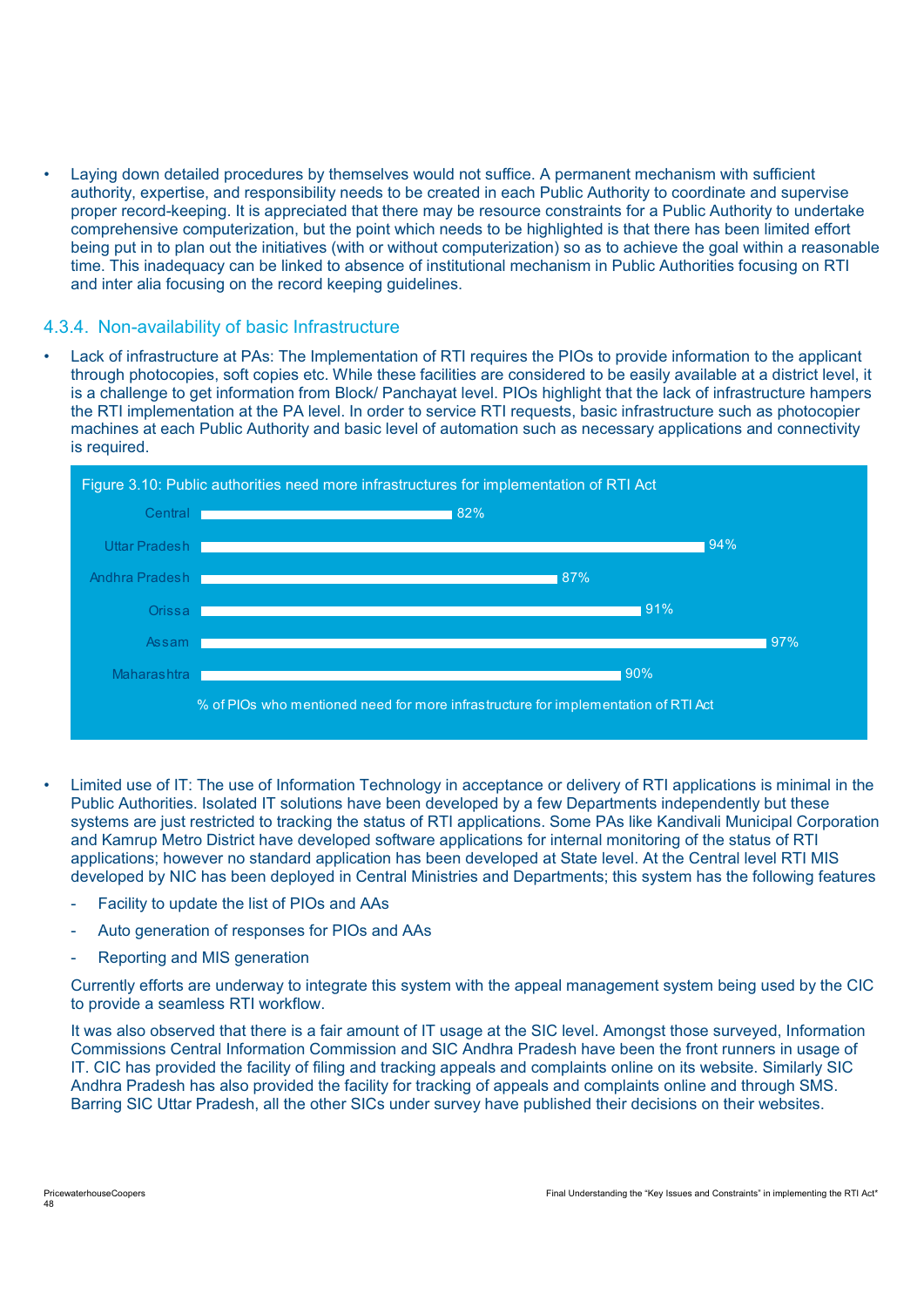- Laying down detailed procedures by themselves would not suffice. A permanent mechanism with sufficient authority, expertise, and responsibility needs to be created in each Public Authority to coordinate and supervise proper record-keeping. It is appreciated that there may be resource constraints for a Public Authority to undertake comprehensive computerization, but the point which needs to be highlighted is that there has been limited effort being put in to plan out the initiatives (with or without computerization) so as to achieve the goal within a reasonable time. This inadequacy can be linked to absence of institutional mechanism in Public Authorities focusing on RTI and inter alia focusing on the record keeping guidelines.

### 4.3.4. Non-availability of basic Infrastructure

- Lack of infrastructure at PAs: The Implementation of RTI requires the PIOs to provide information to the applicant through photocopies, soft copies etc. While these facilities are considered to be easily available at a district level, it is a challenge to get information from Block/ Panchayat level. PIOs highlight that the lack of infrastructure hampers the RTI implementation at the PA level. In order to service RTI requests, basic infrastructure such as photocopier machines at each Public Authority and basic level of automation such as necessary applications and connectivity is required.

Figure 3.10: Public authorities need more infrastructures for implementation of RTI Act

| | % of PIOs who mentioned need for more infrastructure for implementation of RTI Act |
|---|---|
| Central | 82% |
| Uttar Pradesh | 94% |
| Andhra Pradesh | 87% |
| Orissa | 91% |
| Assam | 97% |
| Maharashtra | 90% |

- Limited use of IT: The use of Information Technology in acceptance or delivery of RTI applications is minimal in the Public Authorities. Isolated IT solutions have been developed by a few Departments independently but these systems are just restricted to tracking the status of RTI applications. Some PAs like Kandivali Municipal Corporation and Kamrup Metro District have developed software applications for internal monitoring of the status of RTI applications; however no standard application has been developed at State level. At the Central level RTI MIS developed by NIC has been deployed in Central Ministries and Departments; this system has the following features
  - Facility to update the list of PIOs and AAs
  - Auto generation of responses for PIOs and AAs
  - Reporting and MIS generation

  Currently efforts are underway to integrate this system with the appeal management system being used by the CIC to provide a seamless RTI workflow.

  It was also observed that there is a fair amount of IT usage at the SIC level. Amongst those surveyed, Information Commissions Central Information Commission and SIC Andhra Pradesh have been the front runners in usage of IT. CIC has provided the facility of filing and tracking appeals and complaints online on its website. Similarly SIC Andhra Pradesh has also provided the facility for tracking of appeals and complaints online and through SMS. Barring SIC Uttar Pradesh, all the other SICs under survey have published their decisions on their websites.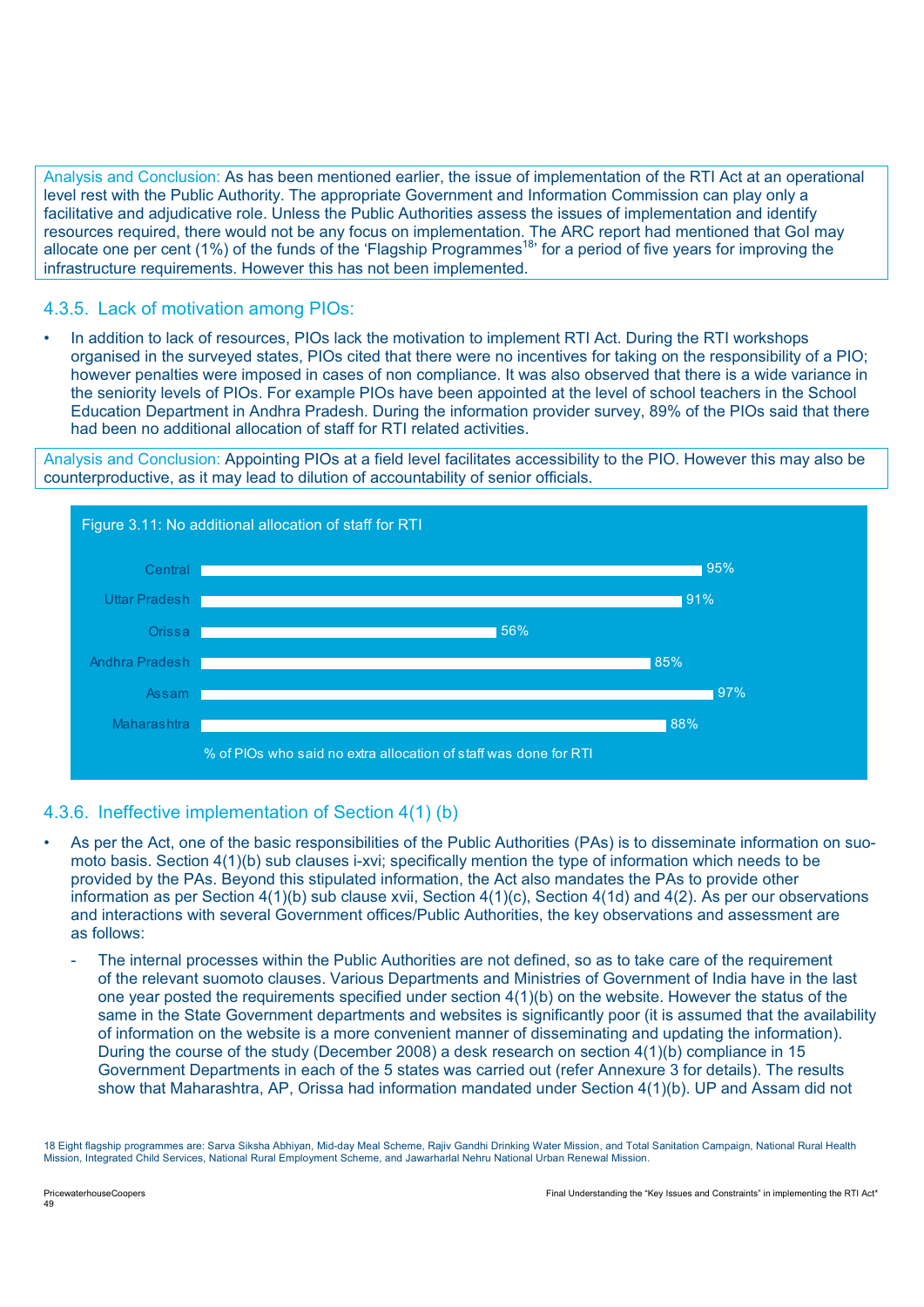Analysis and Conclusion: As has been mentioned earlier, the issue of implementation of the RTI Act at an operational level rest with the Public Authority. The appropriate Government and Information Commission can play only a facilitative and adjudicative role. Unless the Public Authorities assess the issues of implementation and identify resources required, there would not be any focus on implementation. The ARC report had mentioned that GoI may allocate one per cent (1%) of the funds of the 'Flagship Programmes[18]' for a period of five years for improving the infrastructure requirements. However this has not been implemented.

### 4.3.5. Lack of motivation among PIOs:

- In addition to lack of resources, PIOs lack the motivation to implement RTI Act. During the RTI workshops organised in the surveyed states, PIOs cited that there were no incentives for taking on the responsibility of a PIO; however penalties were imposed in cases of non compliance. It was also observed that there is a wide variance in the seniority levels of PIOs. For example PIOs have been appointed at the level of school teachers in the School Education Department in Andhra Pradesh. During the information provider survey, 89% of the PIOs said that there had been no additional allocation of staff for RTI related activities.

Analysis and Conclusion: Appointing PIOs at a field level facilitates accessibility to the PIO. However this may also be counterproductive, as it may lead to dilution of accountability of senior officials.

Figure 3.11: No additional allocation of staff for RTI

| State | % of PIOs who said no extra allocation of staff was done for RTI |
|---|---|
| Central | 95% |
| Uttar Pradesh | 91% |
| Orissa | 56% |
| Andhra Pradesh | 85% |
| Assam | 97% |
| Maharashtra | 88% |

### 4.3.6. Ineffective implementation of Section 4(1) (b)

- As per the Act, one of the basic responsibilities of the Public Authorities (PAs) is to disseminate information on suo-moto basis. Section 4(1)(b) sub clauses i-xvi; specifically mention the type of information which needs to be provided by the PAs. Beyond this stipulated information, the Act also mandates the PAs to provide other information as per Section 4(1)(b) sub clause xvii, Section 4(1)(c), Section 4(1d) and 4(2). As per our observations and interactions with several Government offices/Public Authorities, the key observations and assessment are as follows:
  - The internal processes within the Public Authorities are not defined, so as to take care of the requirement of the relevant suomoto clauses. Various Departments and Ministries of Government of India have in the last one year posted the requirements specified under section 4(1)(b) on the website. However the status of the same in the State Government departments and websites is significantly poor (it is assumed that the availability of information on the website is a more convenient manner of disseminating and updating the information). During the course of the study (December 2008) a desk research on section 4(1)(b) compliance in 15 Government Departments in each of the 5 states was carried out (refer Annexure 3 for details). The results show that Maharashtra, AP, Orissa had information mandated under Section 4(1)(b). UP and Assam did not

18 Eight flagship programmes are: Sarva Siksha Abhiyan, Mid-day Meal Scheme, Rajiv Gandhi Drinking Water Mission, and Total Sanitation Campaign, National Rural Health Mission, Integrated Child Services, National Rural Employment Scheme, and Jawarharlal Nehru National Urban Renewal Mission.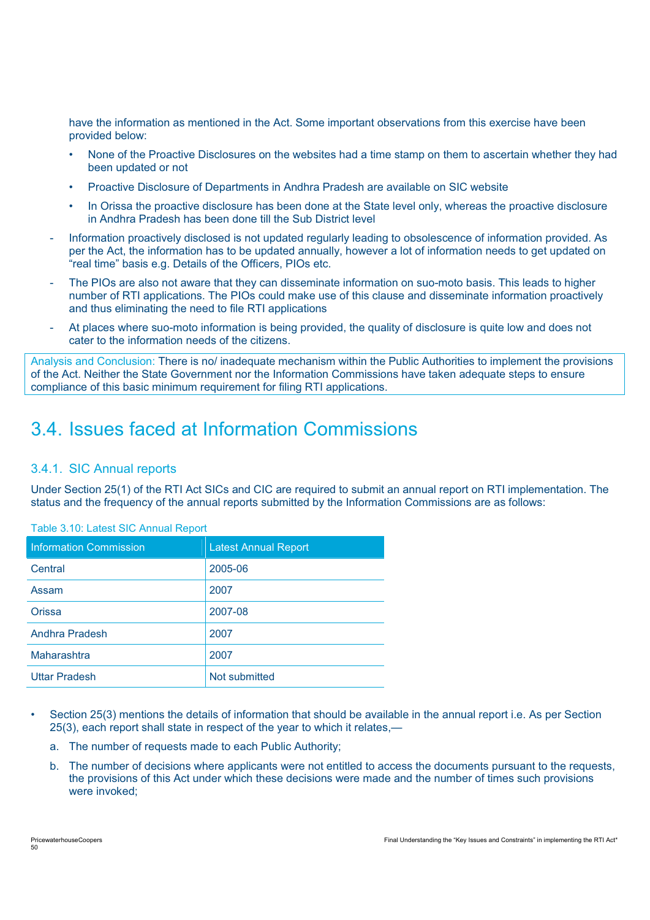have the information as mentioned in the Act. Some important observations from this exercise have been provided below:

- None of the Proactive Disclosures on the websites had a time stamp on them to ascertain whether they had been updated or not
- Proactive Disclosure of Departments in Andhra Pradesh are available on SIC website
- In Orissa the proactive disclosure has been done at the State level only, whereas the proactive disclosure in Andhra Pradesh has been done till the Sub District level

- Information proactively disclosed is not updated regularly leading to obsolescence of information provided. As per the Act, the information has to be updated annually, however a lot of information needs to get updated on "real time" basis e.g. Details of the Officers, PIOs etc.
- The PIOs are also not aware that they can disseminate information on suo-moto basis. This leads to higher number of RTI applications. The PIOs could make use of this clause and disseminate information proactively and thus eliminating the need to file RTI applications
- At places where suo-moto information is being provided, the quality of disclosure is quite low and does not cater to the information needs of the citizens.

Analysis and Conclusion: There is no/ inadequate mechanism within the Public Authorities to implement the provisions of the Act. Neither the State Government nor the Information Commissions have taken adequate steps to ensure compliance of this basic minimum requirement for filing RTI applications.

## 3.4. Issues faced at Information Commissions

### 3.4.1. SIC Annual reports

Under Section 25(1) of the RTI Act SICs and CIC are required to submit an annual report on RTI implementation. The status and the frequency of the annual reports submitted by the Information Commissions are as follows:

Table 3.10: Latest SIC Annual Report

| Information Commission | Latest Annual Report |
|---|---|
| Central | 2005-06 |
| Assam | 2007 |
| Orissa | 2007-08 |
| Andhra Pradesh | 2007 |
| Maharashtra | 2007 |
| Uttar Pradesh | Not submitted |

- Section 25(3) mentions the details of information that should be available in the annual report i.e. As per Section 25(3), each report shall state in respect of the year to which it relates,—
  a. The number of requests made to each Public Authority;
  b. The number of decisions where applicants were not entitled to access the documents pursuant to the requests, the provisions of this Act under which these decisions were made and the number of times such provisions were invoked;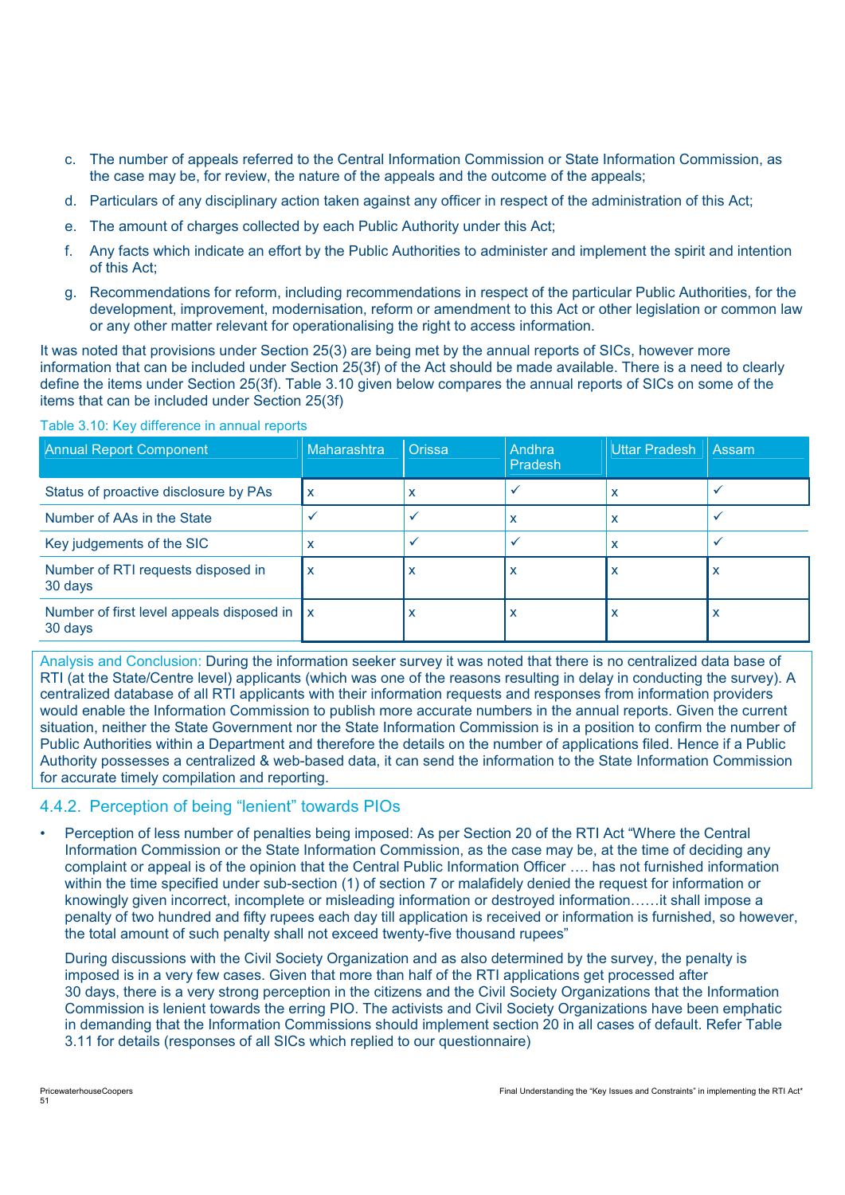c. The number of appeals referred to the Central Information Commission or State Information Commission, as the case may be, for review, the nature of the appeals and the outcome of the appeals;

d. Particulars of any disciplinary action taken against any officer in respect of the administration of this Act;

e. The amount of charges collected by each Public Authority under this Act;

f. Any facts which indicate an effort by the Public Authorities to administer and implement the spirit and intention of this Act;

g. Recommendations for reform, including recommendations in respect of the particular Public Authorities, for the development, improvement, modernisation, reform or amendment to this Act or other legislation or common law or any other matter relevant for operationalising the right to access information.

It was noted that provisions under Section 25(3) are being met by the annual reports of SICs, however more information that can be included under Section 25(3f) of the Act should be made available. There is a need to clearly define the items under Section 25(3f). Table 3.10 given below compares the annual reports of SICs on some of the items that can be included under Section 25(3f)

Table 3.10: Key difference in annual reports

| Annual Report Component | Maharashtra | Orissa | Andhra Pradesh | Uttar Pradesh | Assam |
|---|---|---|---|---|---|
| Status of proactive disclosure by PAs | x | x | ✓ | x | ✓ |
| Number of AAs in the State | ✓ | ✓ | x | x | ✓ |
| Key judgements of the SIC | x | ✓ | ✓ | x | ✓ |
| Number of RTI requests disposed in 30 days | x | x | x | x | x |
| Number of first level appeals disposed in 30 days | x | x | x | x | x |

Analysis and Conclusion: During the information seeker survey it was noted that there is no centralized data base of RTI (at the State/Centre level) applicants (which was one of the reasons resulting in delay in conducting the survey). A centralized database of all RTI applicants with their information requests and responses from information providers would enable the Information Commission to publish more accurate numbers in the annual reports. Given the current situation, neither the State Government nor the State Information Commission is in a position to confirm the number of Public Authorities within a Department and therefore the details on the number of applications filed. Hence if a Public Authority possesses a centralized & web-based data, it can send the information to the State Information Commission for accurate timely compilation and reporting.

### 4.4.2. Perception of being "lenient" towards PIOs

- Perception of less number of penalties being imposed: As per Section 20 of the RTI Act "Where the Central Information Commission or the State Information Commission, as the case may be, at the time of deciding any complaint or appeal is of the opinion that the Central Public Information Officer …. has not furnished information within the time specified under sub-section (1) of section 7 or malafidely denied the request for information or knowingly given incorrect, incomplete or misleading information or destroyed information……it shall impose a penalty of two hundred and fifty rupees each day till application is received or information is furnished, so however, the total amount of such penalty shall not exceed twenty-five thousand rupees"

  During discussions with the Civil Society Organization and as also determined by the survey, the penalty is imposed is in a very few cases. Given that more than half of the RTI applications get processed after 30 days, there is a very strong perception in the citizens and the Civil Society Organizations that the Information Commission is lenient towards the erring PIO. The activists and Civil Society Organizations have been emphatic in demanding that the Information Commissions should implement section 20 in all cases of default. Refer Table 3.11 for details (responses of all SICs which replied to our questionnaire)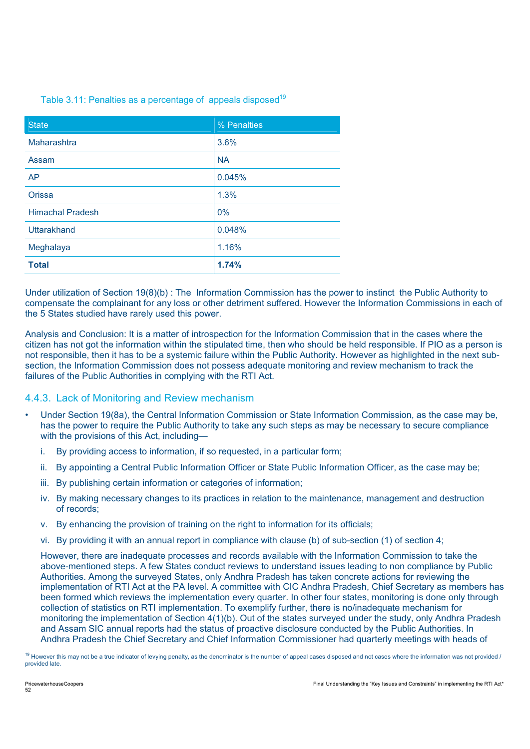Table 3.11: Penalties as a percentage of appeals disposed[19]

| State | % Penalties |
|---|---|
| Maharashtra | 3.6% |
| Assam | NA |
| AP | 0.045% |
| Orissa | 1.3% |
| Himachal Pradesh | 0% |
| Uttarakhand | 0.048% |
| Meghalaya | 1.16% |
| **Total** | **1.74%** |

Under utilization of Section 19(8)(b) : The Information Commission has the power to instinct the Public Authority to compensate the complainant for any loss or other detriment suffered. However the Information Commissions in each of the 5 States studied have rarely used this power.

Analysis and Conclusion: It is a matter of introspection for the Information Commission that in the cases where the citizen has not got the information within the stipulated time, then who should be held responsible. If PIO as a person is not responsible, then it has to be a systemic failure within the Public Authority. However as highlighted in the next sub-section, the Information Commission does not possess adequate monitoring and review mechanism to track the failures of the Public Authorities in complying with the RTI Act.

### 4.4.3. Lack of Monitoring and Review mechanism

- Under Section 19(8a), the Central Information Commission or State Information Commission, as the case may be, has the power to require the Public Authority to take any such steps as may be necessary to secure compliance with the provisions of this Act, including—
  i. By providing access to information, if so requested, in a particular form;
  ii. By appointing a Central Public Information Officer or State Public Information Officer, as the case may be;
  iii. By publishing certain information or categories of information;
  iv. By making necessary changes to its practices in relation to the maintenance, management and destruction of records;
  v. By enhancing the provision of training on the right to information for its officials;
  vi. By providing it with an annual report in compliance with clause (b) of sub-section (1) of section 4;

  However, there are inadequate processes and records available with the Information Commission to take the above-mentioned steps. A few States conduct reviews to understand issues leading to non compliance by Public Authorities. Among the surveyed States, only Andhra Pradesh has taken concrete actions for reviewing the implementation of RTI Act at the PA level. A committee with CIC Andhra Pradesh, Chief Secretary as members has been formed which reviews the implementation every quarter. In other four states, monitoring is done only through collection of statistics on RTI implementation. To exemplify further, there is no/inadequate mechanism for monitoring the implementation of Section 4(1)(b). Out of the states surveyed under the study, only Andhra Pradesh and Assam SIC annual reports had the status of proactive disclosure conducted by the Public Authorities. In Andhra Pradesh the Chief Secretary and Chief Information Commissioner had quarterly meetings with heads of

[19] However this may not be a true indicator of levying penalty, as the denominator is the number of appeal cases disposed and not cases where the information was not provided / provided late.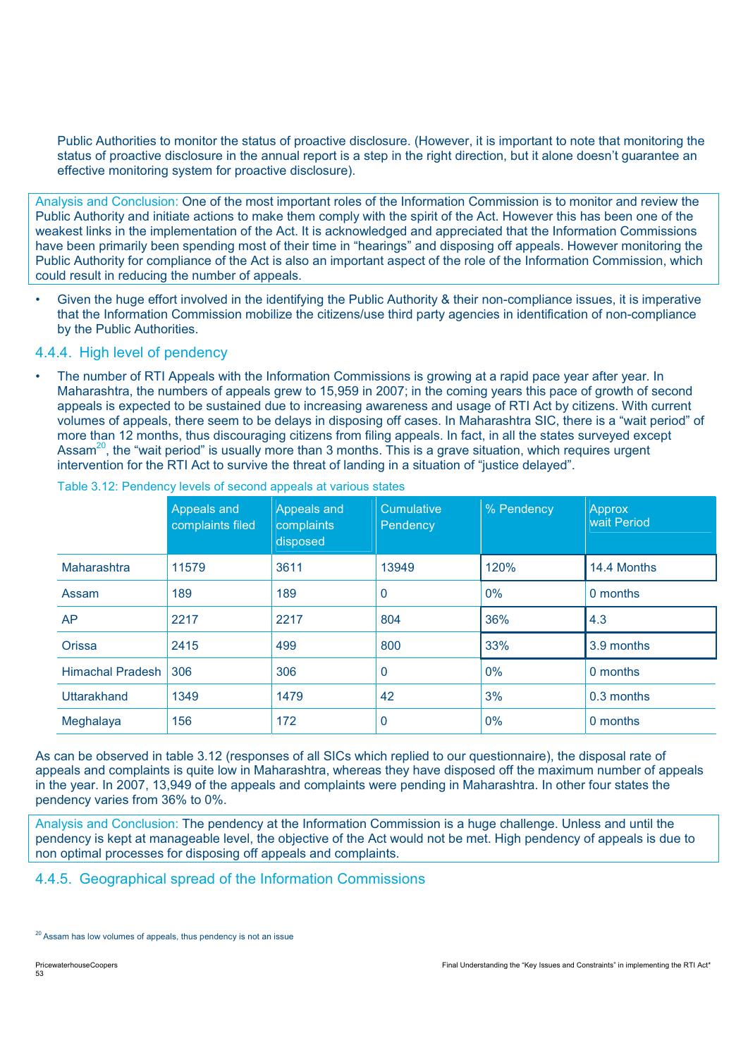Public Authorities to monitor the status of proactive disclosure. (However, it is important to note that monitoring the status of proactive disclosure in the annual report is a step in the right direction, but it alone doesn't guarantee an effective monitoring system for proactive disclosure).

Analysis and Conclusion: One of the most important roles of the Information Commission is to monitor and review the Public Authority and initiate actions to make them comply with the spirit of the Act. However this has been one of the weakest links in the implementation of the Act. It is acknowledged and appreciated that the Information Commissions have been primarily been spending most of their time in "hearings" and disposing off appeals. However monitoring the Public Authority for compliance of the Act is also an important aspect of the role of the Information Commission, which could result in reducing the number of appeals.

- Given the huge effort involved in the identifying the Public Authority & their non-compliance issues, it is imperative that the Information Commission mobilize the citizens/use third party agencies in identification of non-compliance by the Public Authorities.

### 4.4.4. High level of pendency

- The number of RTI Appeals with the Information Commissions is growing at a rapid pace year after year. In Maharashtra, the numbers of appeals grew to 15,959 in 2007; in the coming years this pace of growth of second appeals is expected to be sustained due to increasing awareness and usage of RTI Act by citizens. With current volumes of appeals, there seem to be delays in disposing off cases. In Maharashtra SIC, there is a "wait period" of more than 12 months, thus discouraging citizens from filing appeals. In fact, in all the states surveyed except Assam[20], the "wait period" is usually more than 3 months. This is a grave situation, which requires urgent intervention for the RTI Act to survive the threat of landing in a situation of "justice delayed".

Table 3.12: Pendency levels of second appeals at various states

| | Appeals and complaints filed | Appeals and complaints disposed | Cumulative Pendency | % Pendency | Approx wait Period |
|---|---|---|---|---|---|
| Maharashtra | 11579 | 3611 | 13949 | 120% | 14.4 Months |
| Assam | 189 | 189 | 0 | 0% | 0 months |
| AP | 2217 | 2217 | 804 | 36% | 4.3 |
| Orissa | 2415 | 499 | 800 | 33% | 3.9 months |
| Himachal Pradesh | 306 | 306 | 0 | 0% | 0 months |
| Uttarakhand | 1349 | 1479 | 42 | 3% | 0.3 months |
| Meghalaya | 156 | 172 | 0 | 0% | 0 months |

As can be observed in table 3.12 (responses of all SICs which replied to our questionnaire), the disposal rate of appeals and complaints is quite low in Maharashtra, whereas they have disposed off the maximum number of appeals in the year. In 2007, 13,949 of the appeals and complaints were pending in Maharashtra. In other four states the pendency varies from 36% to 0%.

Analysis and Conclusion: The pendency at the Information Commission is a huge challenge. Unless and until the pendency is kept at manageable level, the objective of the Act would not be met. High pendency of appeals is due to non optimal processes for disposing off appeals and complaints.

### 4.4.5. Geographical spread of the Information Commissions

[20] Assam has low volumes of appeals, thus pendency is not an issue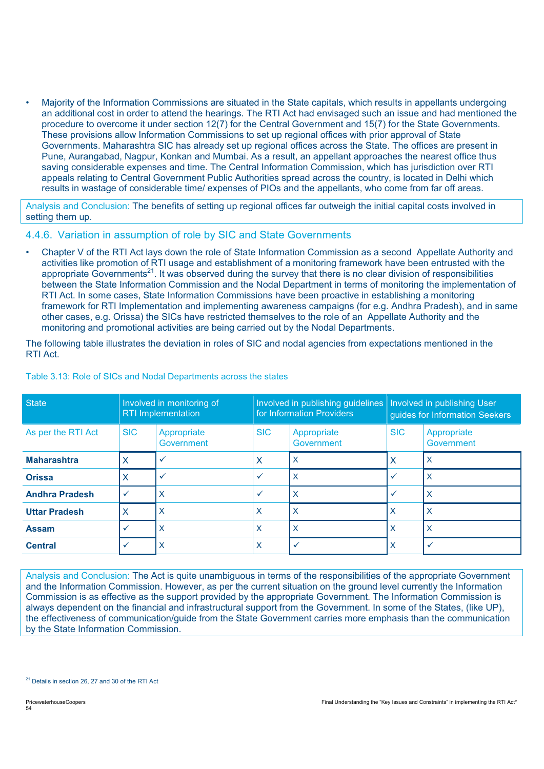- Majority of the Information Commissions are situated in the State capitals, which results in appellants undergoing an additional cost in order to attend the hearings. The RTI Act had envisaged such an issue and had mentioned the procedure to overcome it under section 12(7) for the Central Government and 15(7) for the State Governments. These provisions allow Information Commissions to set up regional offices with prior approval of State Governments. Maharashtra SIC has already set up regional offices across the State. The offices are present in Pune, Aurangabad, Nagpur, Konkan and Mumbai. As a result, an appellant approaches the nearest office thus saving considerable expenses and time. The Central Information Commission, which has jurisdiction over RTI appeals relating to Central Government Public Authorities spread across the country, is located in Delhi which results in wastage of considerable time/ expenses of PIOs and the appellants, who come from far off areas.

Analysis and Conclusion: The benefits of setting up regional offices far outweigh the initial capital costs involved in setting them up.

### 4.4.6. Variation in assumption of role by SIC and State Governments

- Chapter V of the RTI Act lays down the role of State Information Commission as a second Appellate Authority and activities like promotion of RTI usage and establishment of a monitoring framework have been entrusted with the appropriate Governments[21]. It was observed during the survey that there is no clear division of responsibilities between the State Information Commission and the Nodal Department in terms of monitoring the implementation of RTI Act. In some cases, State Information Commissions have been proactive in establishing a monitoring framework for RTI Implementation and implementing awareness campaigns (for e.g. Andhra Pradesh), and in same other cases, e.g. Orissa) the SICs have restricted themselves to the role of an Appellate Authority and the monitoring and promotional activities are being carried out by the Nodal Departments.

The following table illustrates the deviation in roles of SIC and nodal agencies from expectations mentioned in the RTI Act.

Table 3.13: Role of SICs and Nodal Departments across the states

| State | Involved in monitoring of RTI Implementation | | Involved in publishing guidelines for Information Providers | | Involved in publishing User guides for Information Seekers | |
|---|---|---|---|---|---|---|
| As per the RTI Act | SIC | Appropriate Government | SIC | Appropriate Government | SIC | Appropriate Government |
| **Maharashtra** | X | ✓ | X | X | X | X |
| **Orissa** | X | ✓ | ✓ | X | ✓ | X |
| **Andhra Pradesh** | ✓ | X | ✓ | X | ✓ | X |
| **Uttar Pradesh** | X | X | X | X | X | X |
| **Assam** | ✓ | X | X | X | X | X |
| **Central** | ✓ | X | X | ✓ | X | ✓ |

Analysis and Conclusion: The Act is quite unambiguous in terms of the responsibilities of the appropriate Government and the Information Commission. However, as per the current situation on the ground level currently the Information Commission is as effective as the support provided by the appropriate Government. The Information Commission is always dependent on the financial and infrastructural support from the Government. In some of the States, (like UP), the effectiveness of communication/guide from the State Government carries more emphasis than the communication by the State Information Commission.

[21] Details in section 26, 27 and 30 of the RTI Act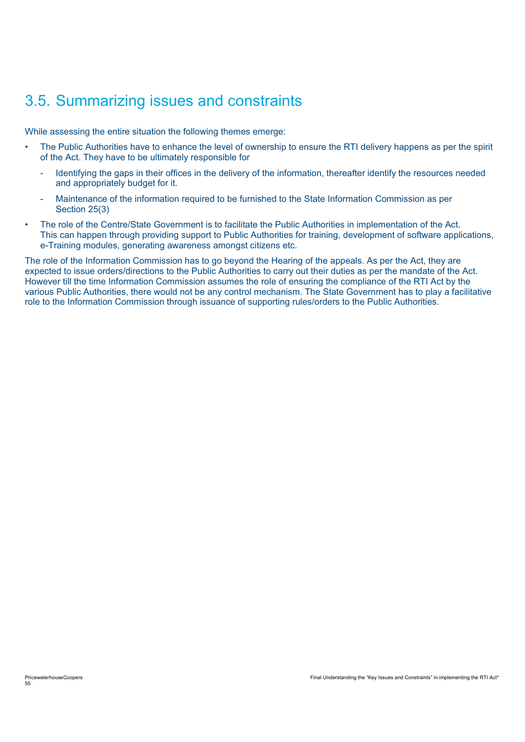## 3.5. Summarizing issues and constraints

While assessing the entire situation the following themes emerge:

- The Public Authorities have to enhance the level of ownership to ensure the RTI delivery happens as per the spirit of the Act. They have to be ultimately responsible for
  - Identifying the gaps in their offices in the delivery of the information, thereafter identify the resources needed and appropriately budget for it.
  - Maintenance of the information required to be furnished to the State Information Commission as per Section 25(3)
- The role of the Centre/State Government is to facilitate the Public Authorities in implementation of the Act. This can happen through providing support to Public Authorities for training, development of software applications, e-Training modules, generating awareness amongst citizens etc.

The role of the Information Commission has to go beyond the Hearing of the appeals. As per the Act, they are expected to issue orders/directions to the Public Authorities to carry out their duties as per the mandate of the Act. However till the time Information Commission assumes the role of ensuring the compliance of the RTI Act by the various Public Authorities, there would not be any control mechanism. The State Government has to play a facilitative role to the Information Commission through issuance of supporting rules/orders to the Public Authorities.